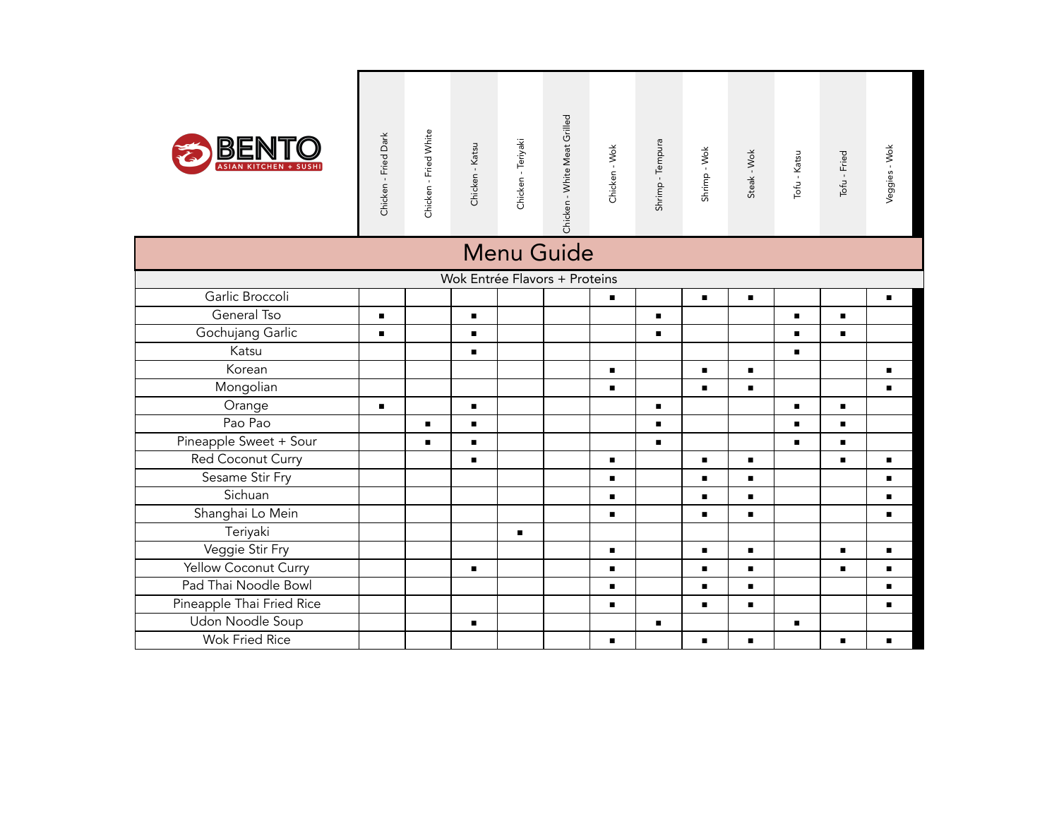BENTO
ASIAN KITCHEN + SUSHI

# Menu Guide

## Wok Entrée Flavors + Proteins

| | Chicken - Fried Dark | Chicken - Fried White | Chicken - Katsu | Chicken - Teriyaki | Chicken - White Meat Grilled | Chicken - Wok | Shrimp - Tempura | Shrimp - Wok | Steak - Wok | Tofu - Katsu | Tofu - Fried | Veggies - Wok |
|---|---|---|---|---|---|---|---|---|---|---|---|---|
| Garlic Broccoli | | | | | | ■ | | ■ | ■ | | | ■ |
| General Tso | ■ | | ■ | | | | ■ | | | ■ | ■ | |
| Gochujang Garlic | ■ | | ■ | | | | ■ | | | ■ | ■ | |
| Katsu | | | ■ | | | | | | | ■ | | |
| Korean | | | | | | ■ | | ■ | ■ | | | ■ |
| Mongolian | | | | | | ■ | | ■ | ■ | | | ■ |
| Orange | ■ | | ■ | | | | ■ | | | ■ | ■ | |
| Pao Pao | | ■ | ■ | | | | ■ | | | ■ | ■ | |
| Pineapple Sweet + Sour | | ■ | ■ | | | | ■ | | | ■ | ■ | |
| Red Coconut Curry | | | ■ | | | ■ | | ■ | ■ | | ■ | ■ |
| Sesame Stir Fry | | | | | | ■ | | ■ | ■ | | | ■ |
| Sichuan | | | | | | ■ | | ■ | ■ | | | ■ |
| Shanghai Lo Mein | | | | | | ■ | | ■ | ■ | | | ■ |
| Teriyaki | | | | ■ | | | | | | | | |
| Veggie Stir Fry | | | | | | ■ | | ■ | ■ | | ■ | ■ |
| Yellow Coconut Curry | | | ■ | | | ■ | | ■ | ■ | | ■ | ■ |
| Pad Thai Noodle Bowl | | | | | | ■ | | ■ | ■ | | | ■ |
| Pineapple Thai Fried Rice | | | | | | ■ | | ■ | ■ | | | ■ |
| Udon Noodle Soup | | | ■ | | | | ■ | | | ■ | | |
| Wok Fried Rice | | | | | | ■ | | ■ | ■ | | ■ | ■ |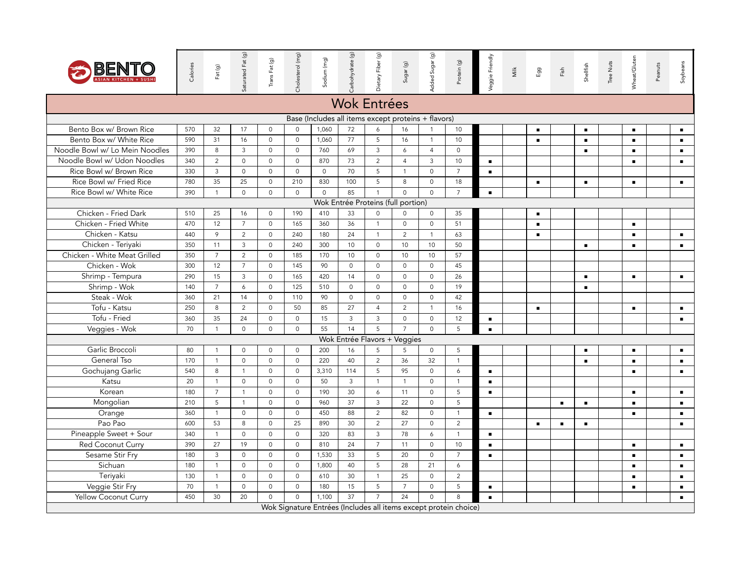| BENTO ASIAN KITCHEN + SUSHI | Calories | Fat (g) | Saturated Fat (g) | Trans Fat (g) | Cholesterol (mg) | Sodium (mg) | Carbohydrate (g) | Dietary Fiber (g) | Sugar (g) | Added Sugar (g) | Protein (g) | Veggie Friendly | Milk | Egg | Fish | Shellfish | Tree Nuts | Wheat/Gluten | Peanuts | Soybeans |
|---|---|---|---|---|---|---|---|---|---|---|---|---|---|---|---|---|---|---|---|---|
| **Wok Entrées** | | | | | | | | | | | | | | | | | | | | |
| Base (Includes all items except proteins + flavors) | | | | | | | | | | | | | | | | | | | | |
| Bento Box w/ Brown Rice | 570 | 32 | 17 | 0 | 0 | 1,060 | 72 | 6 | 16 | 1 | 10 | | | ■ | | ■ | | ■ | | ■ |
| Bento Box w/ White Rice | 590 | 31 | 16 | 0 | 0 | 1,060 | 77 | 5 | 16 | 1 | 10 | | | ■ | | ■ | | ■ | | ■ |
| Noodle Bowl w/ Lo Mein Noodles | 390 | 8 | 3 | 0 | 0 | 760 | 69 | 3 | 6 | 4 | 0 | | | ■ | | ■ | | ■ | | ■ |
| Noodle Bowl w/ Udon Noodles | 340 | 2 | 0 | 0 | 0 | 870 | 73 | 2 | 4 | 3 | 10 | ■ | | | | | | ■ | | ■ |
| Rice Bowl w/ Brown Rice | 330 | 3 | 0 | 0 | 0 | 0 | 70 | 5 | 1 | 0 | 7 | ■ | | | | | | | | |
| Rice Bowl w/ Fried Rice | 780 | 35 | 25 | 0 | 210 | 830 | 100 | 5 | 8 | 0 | 18 | | | ■ | | ■ | | ■ | | ■ |
| Rice Bowl w/ White Rice | 390 | 1 | 0 | 0 | 0 | 0 | 85 | 1 | 0 | 0 | 7 | ■ | | | | | | | | |
| Wok Entrée Proteins (full portion) | | | | | | | | | | | | | | | | | | | | |
| Chicken - Fried Dark | 510 | 25 | 16 | 0 | 190 | 410 | 33 | 0 | 0 | 0 | 35 | | | ■ | | | | | | |
| Chicken - Fried White | 470 | 12 | 7 | 0 | 165 | 360 | 36 | 1 | 0 | 0 | 51 | | | ■ | | | | ■ | | |
| Chicken - Katsu | 440 | 9 | 2 | 0 | 240 | 180 | 24 | 1 | 2 | 1 | 63 | | | ■ | | | | ■ | | ■ |
| Chicken - Teriyaki | 350 | 11 | 3 | 0 | 240 | 300 | 10 | 0 | 10 | 10 | 50 | | | | | ■ | | ■ | | ■ |
| Chicken - White Meat Grilled | 350 | 7 | 2 | 0 | 185 | 170 | 10 | 0 | 10 | 10 | 57 | | | | | | | | | |
| Chicken - Wok | 300 | 12 | 7 | 0 | 145 | 90 | 0 | 0 | 0 | 0 | 45 | | | | | | | | | |
| Shrimp - Tempura | 290 | 15 | 3 | 0 | 165 | 420 | 14 | 0 | 0 | 0 | 26 | | | | | ■ | | ■ | | ■ |
| Shrimp - Wok | 140 | 7 | 6 | 0 | 125 | 510 | 0 | 0 | 0 | 0 | 19 | | | | | ■ | | | | |
| Steak - Wok | 360 | 21 | 14 | 0 | 110 | 90 | 0 | 0 | 0 | 0 | 42 | | | | | | | | | |
| Tofu - Katsu | 250 | 8 | 2 | 0 | 50 | 85 | 27 | 4 | 2 | 1 | 16 | | | ■ | | | | ■ | | ■ |
| Tofu - Fried | 360 | 35 | 24 | 0 | 0 | 15 | 3 | 3 | 0 | 0 | 12 | ■ | | | | | | | | ■ |
| Veggies - Wok | 70 | 1 | 0 | 0 | 0 | 55 | 14 | 5 | 7 | 0 | 5 | ■ | | | | | | | | |
| Wok Entrée Flavors + Veggies | | | | | | | | | | | | | | | | | | | | |
| Garlic Broccoli | 80 | 1 | 0 | 0 | 0 | 200 | 16 | 5 | 5 | 0 | 5 | | | | | ■ | | ■ | | ■ |
| General Tso | 170 | 1 | 0 | 0 | 0 | 220 | 40 | 2 | 36 | 32 | 1 | | | | | ■ | | ■ | | ■ |
| Gochujang Garlic | 540 | 8 | 1 | 0 | 0 | 3,310 | 114 | 5 | 95 | 0 | 6 | ■ | | | | | | ■ | | ■ |
| Katsu | 20 | 1 | 0 | 0 | 0 | 50 | 3 | 1 | 1 | 0 | 1 | ■ | | | | | | | | |
| Korean | 180 | 7 | 1 | 0 | 0 | 190 | 30 | 6 | 11 | 0 | 5 | ■ | | | | | | ■ | | ■ |
| Mongolian | 210 | 5 | 1 | 0 | 0 | 960 | 37 | 3 | 22 | 0 | 5 | | | | ■ | ■ | | ■ | | ■ |
| Orange | 360 | 1 | 0 | 0 | 0 | 450 | 88 | 2 | 82 | 0 | 1 | ■ | | | | | | ■ | | ■ |
| Pao Pao | 600 | 53 | 8 | 0 | 25 | 890 | 30 | 2 | 27 | 0 | 2 | | | ■ | ■ | ■ | | | | ■ |
| Pineapple Sweet + Sour | 340 | 1 | 0 | 0 | 0 | 320 | 83 | 3 | 78 | 6 | 1 | ■ | | | | | | | | |
| Red Coconut Curry | 390 | 27 | 19 | 0 | 0 | 810 | 24 | 7 | 11 | 0 | 10 | ■ | | | | | | ■ | | ■ |
| Sesame Stir Fry | 180 | 3 | 0 | 0 | 0 | 1,530 | 33 | 5 | 20 | 0 | 7 | ■ | | | | | | ■ | | ■ |
| Sichuan | 180 | 1 | 0 | 0 | 0 | 1,800 | 40 | 5 | 28 | 21 | 6 | | | | | | | ■ | | ■ |
| Teriyaki | 130 | 1 | 0 | 0 | 0 | 610 | 30 | 1 | 25 | 0 | 2 | | | | | | | ■ | | ■ |
| Veggie Stir Fry | 70 | 1 | 0 | 0 | 0 | 180 | 15 | 5 | 7 | 0 | 5 | ■ | | | | | | ■ | | ■ |
| Yellow Coconut Curry | 450 | 30 | 20 | 0 | 0 | 1,100 | 37 | 7 | 24 | 0 | 8 | ■ | | | | | | | | ■ |
| Wok Signature Entrées (Includes all items except protein choice) | | | | | | | | | | | | | | | | | | | | |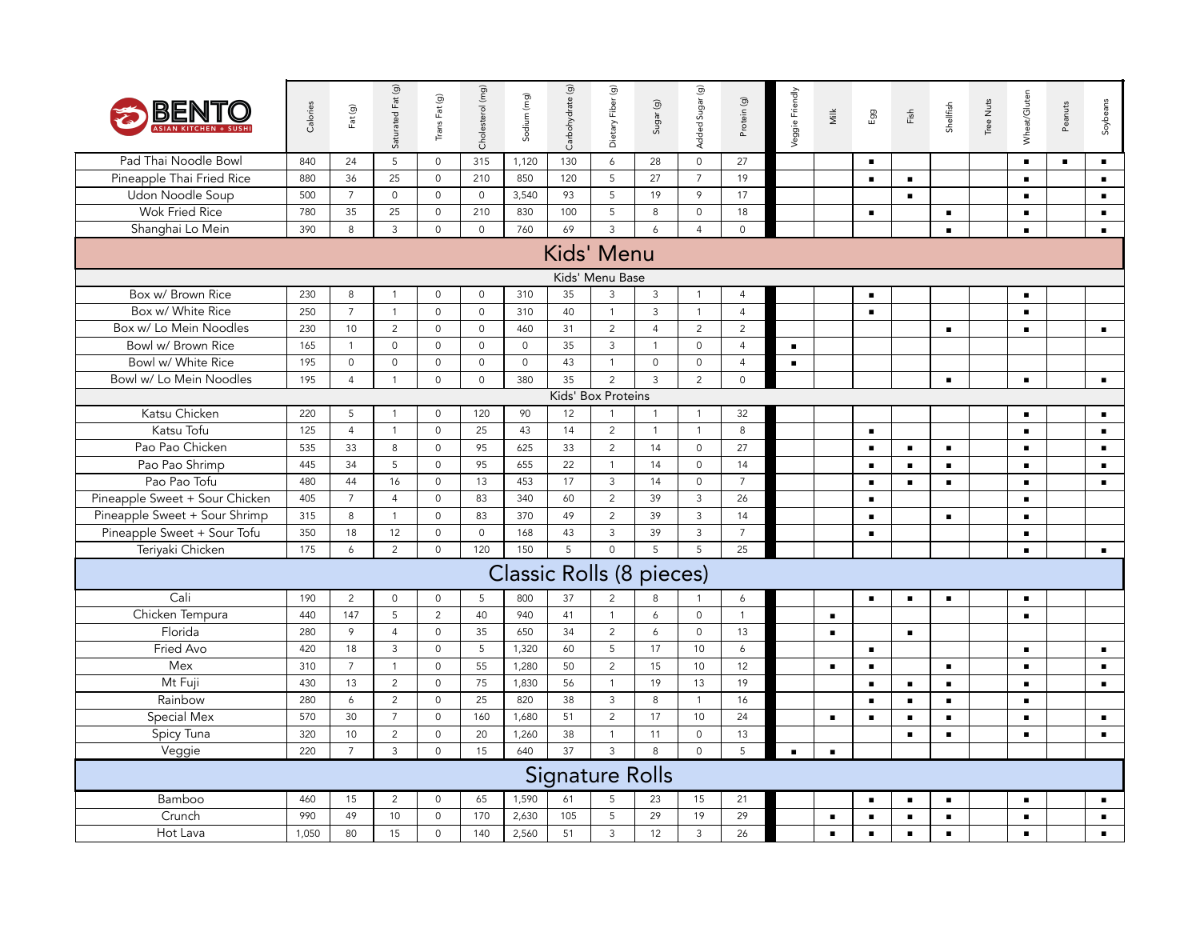| BENTO ASIAN KITCHEN + SUSHI | Calories | Fat (g) | Saturated Fat (g) | Trans Fat (g) | Cholesterol (mg) | Sodium (mg) | Carbohydrate (g) | Dietary Fiber (g) | Sugar (g) | Added Sugar (g) | Protein (g) | Veggie Friendly | Milk | Egg | Fish | Shellfish | Tree Nuts | Wheat/Gluten | Peanuts | Soybeans |
|---|---|---|---|---|---|---|---|---|---|---|---|---|---|---|---|---|---|---|---|---|
| Pad Thai Noodle Bowl | 840 | 24 | 5 | 0 | 315 | 1,120 | 130 | 6 | 28 | 0 | 27 | | | ■ | | | | ■ | ■ | ■ |
| Pineapple Thai Fried Rice | 880 | 36 | 25 | 0 | 210 | 850 | 120 | 5 | 27 | 7 | 19 | | | ■ | ■ | | | ■ | | ■ |
| Udon Noodle Soup | 500 | 7 | 0 | 0 | 0 | 3,540 | 93 | 5 | 19 | 9 | 17 | | | | ■ | | | ■ | | ■ |
| Wok Fried Rice | 780 | 35 | 25 | 0 | 210 | 830 | 100 | 5 | 8 | 0 | 18 | | | ■ | | ■ | | ■ | | ■ |
| Shanghai Lo Mein | 390 | 8 | 3 | 0 | 0 | 760 | 69 | 3 | 6 | 4 | 0 | | | | | ■ | | ■ | | ■ |
| **Kids' Menu** | | | | | | | | | | | | | | | | | | | | |
| **Kids' Menu Base** | | | | | | | | | | | | | | | | | | | | |
| Box w/ Brown Rice | 230 | 8 | 1 | 0 | 0 | 310 | 35 | 3 | 3 | 1 | 4 | | | ■ | | | | ■ | | |
| Box w/ White Rice | 250 | 7 | 1 | 0 | 0 | 310 | 40 | 1 | 3 | 1 | 4 | | | ■ | | | | ■ | | |
| Box w/ Lo Mein Noodles | 230 | 10 | 2 | 0 | 0 | 460 | 31 | 2 | 4 | 2 | 2 | | | | | ■ | | ■ | | ■ |
| Bowl w/ Brown Rice | 165 | 1 | 0 | 0 | 0 | 0 | 35 | 3 | 1 | 0 | 4 | ■ | | | | | | | | |
| Bowl w/ White Rice | 195 | 0 | 0 | 0 | 0 | 0 | 43 | 1 | 0 | 0 | 4 | ■ | | | | | | | | |
| Bowl w/ Lo Mein Noodles | 195 | 4 | 1 | 0 | 0 | 380 | 35 | 2 | 3 | 2 | 0 | | | | | ■ | | ■ | | ■ |
| **Kids' Box Proteins** | | | | | | | | | | | | | | | | | | | | |
| Katsu Chicken | 220 | 5 | 1 | 0 | 120 | 90 | 12 | 1 | 1 | 1 | 32 | | | | | | | ■ | | ■ |
| Katsu Tofu | 125 | 4 | 1 | 0 | 25 | 43 | 14 | 2 | 1 | 1 | 8 | | | ■ | | | | ■ | | ■ |
| Pao Pao Chicken | 535 | 33 | 8 | 0 | 95 | 625 | 33 | 2 | 14 | 0 | 27 | | | ■ | ■ | ■ | | ■ | | ■ |
| Pao Pao Shrimp | 445 | 34 | 5 | 0 | 95 | 655 | 22 | 1 | 14 | 0 | 14 | | | ■ | ■ | ■ | | ■ | | ■ |
| Pao Pao Tofu | 480 | 44 | 16 | 0 | 13 | 453 | 17 | 3 | 14 | 0 | 7 | | | ■ | ■ | ■ | | ■ | | ■ |
| Pineapple Sweet + Sour Chicken | 405 | 7 | 4 | 0 | 83 | 340 | 60 | 2 | 39 | 3 | 26 | | | ■ | | | | ■ | | |
| Pineapple Sweet + Sour Shrimp | 315 | 8 | 1 | 0 | 83 | 370 | 49 | 2 | 39 | 3 | 14 | | | ■ | | ■ | | ■ | | |
| Pineapple Sweet + Sour Tofu | 350 | 18 | 12 | 0 | 0 | 168 | 43 | 3 | 39 | 3 | 7 | | | ■ | | | | ■ | | |
| Teriyaki Chicken | 175 | 6 | 2 | 0 | 120 | 150 | 5 | 0 | 5 | 5 | 25 | | | | | | | ■ | | ■ |
| **Classic Rolls (8 pieces)** | | | | | | | | | | | | | | | | | | | | |
| Cali | 190 | 2 | 0 | 0 | 5 | 800 | 37 | 2 | 8 | 1 | 6 | | | ■ | ■ | ■ | | ■ | | |
| Chicken Tempura | 440 | 147 | 5 | 2 | 40 | 940 | 41 | 1 | 6 | 0 | 1 | | ■ | | | | | ■ | | |
| Florida | 280 | 9 | 4 | 0 | 35 | 650 | 34 | 2 | 6 | 0 | 13 | | ■ | | ■ | | | | | |
| Fried Avo | 420 | 18 | 3 | 0 | 5 | 1,320 | 60 | 5 | 17 | 10 | 6 | | | ■ | | | | ■ | | ■ |
| Mex | 310 | 7 | 1 | 0 | 55 | 1,280 | 50 | 2 | 15 | 10 | 12 | | ■ | ■ | | ■ | | ■ | | ■ |
| Mt Fuji | 430 | 13 | 2 | 0 | 75 | 1,830 | 56 | 1 | 19 | 13 | 19 | | | ■ | ■ | ■ | | ■ | | ■ |
| Rainbow | 280 | 6 | 2 | 0 | 25 | 820 | 38 | 3 | 8 | 1 | 16 | | | ■ | ■ | ■ | | ■ | | |
| Special Mex | 570 | 30 | 7 | 0 | 160 | 1,680 | 51 | 2 | 17 | 10 | 24 | | ■ | ■ | ■ | ■ | | ■ | | ■ |
| Spicy Tuna | 320 | 10 | 2 | 0 | 20 | 1,260 | 38 | 1 | 11 | 0 | 13 | | | | ■ | ■ | | ■ | | ■ |
| Veggie | 220 | 7 | 3 | 0 | 15 | 640 | 37 | 3 | 8 | 0 | 5 | ■ | ■ | | | | | | | |
| **Signature Rolls** | | | | | | | | | | | | | | | | | | | | |
| Bamboo | 460 | 15 | 2 | 0 | 65 | 1,590 | 61 | 5 | 23 | 15 | 21 | | | ■ | ■ | ■ | | ■ | | ■ |
| Crunch | 990 | 49 | 10 | 0 | 170 | 2,630 | 105 | 5 | 29 | 19 | 29 | | ■ | ■ | ■ | ■ | | ■ | | ■ |
| Hot Lava | 1,050 | 80 | 15 | 0 | 140 | 2,560 | 51 | 3 | 12 | 3 | 26 | | ■ | ■ | ■ | ■ | | ■ | | ■ |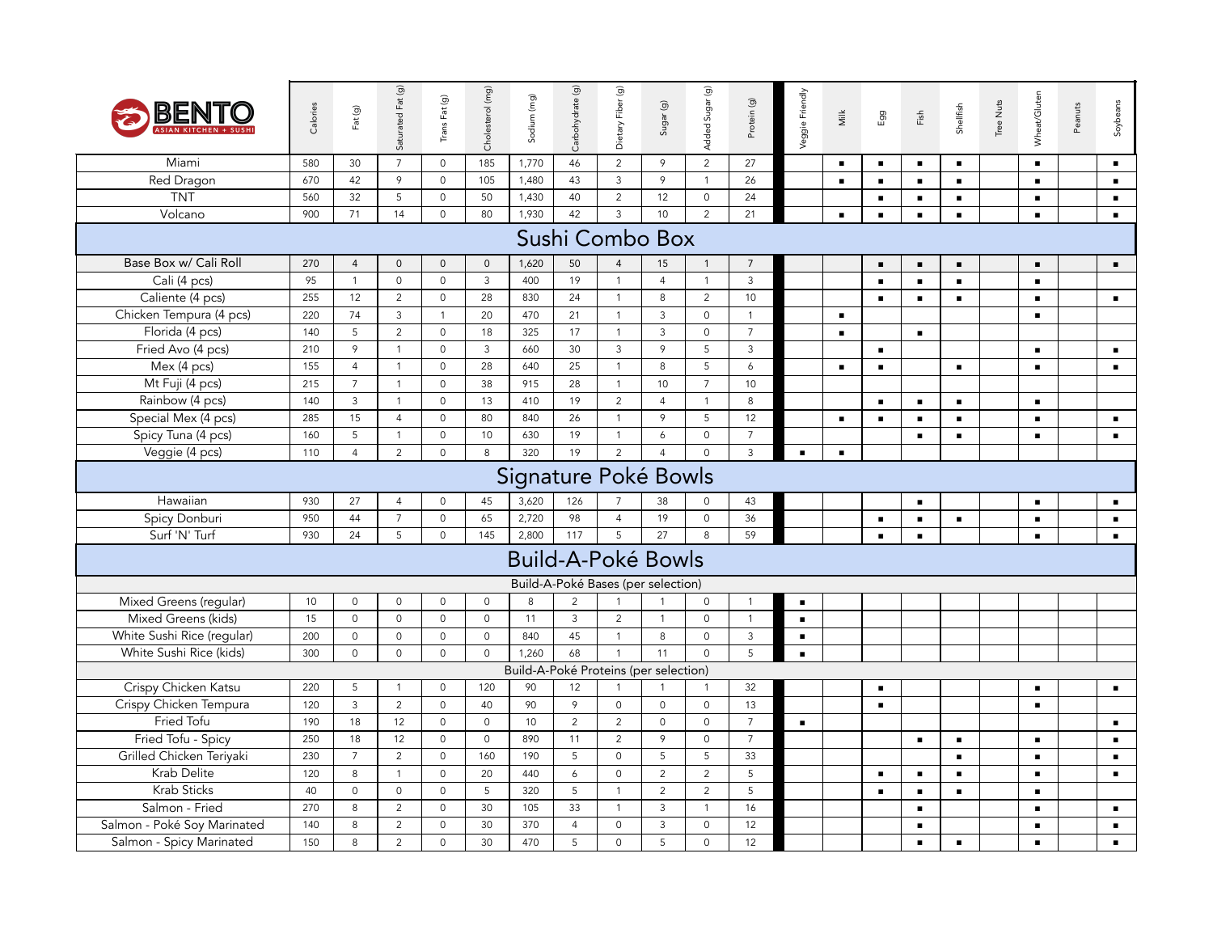| BENTO ASIAN KITCHEN + SUSHI | Calories | Fat (g) | Saturated Fat (g) | Trans Fat (g) | Cholesterol (mg) | Sodium (mg) | Carbohydrate (g) | Dietary Fiber (g) | Sugar (g) | Added Sugar (g) | Protein (g) | Veggie Friendly | Milk | Egg | Fish | Shellfish | Tree Nuts | Wheat/Gluten | Peanuts | Soybeans |
|---|---|---|---|---|---|---|---|---|---|---|---|---|---|---|---|---|---|---|---|---|
| Miami | 580 | 30 | 7 | 0 | 185 | 1,770 | 46 | 2 | 9 | 2 | 27 | | ■ | ■ | ■ | ■ | | ■ | | ■ |
| Red Dragon | 670 | 42 | 9 | 0 | 105 | 1,480 | 43 | 3 | 9 | 1 | 26 | | ■ | ■ | ■ | ■ | | ■ | | ■ |
| TNT | 560 | 32 | 5 | 0 | 50 | 1,430 | 40 | 2 | 12 | 0 | 24 | | | ■ | ■ | ■ | | ■ | | ■ |
| Volcano | 900 | 71 | 14 | 0 | 80 | 1,930 | 42 | 3 | 10 | 2 | 21 | | ■ | ■ | ■ | ■ | | ■ | | ■ |
| **Sushi Combo Box** | | | | | | | | | | | | | | | | | | | | |
| Base Box w/ Cali Roll | 270 | 4 | 0 | 0 | 0 | 1,620 | 50 | 4 | 15 | 1 | 7 | | | ■ | ■ | ■ | | ■ | | ■ |
| Cali (4 pcs) | 95 | 1 | 0 | 0 | 3 | 400 | 19 | 1 | 4 | 1 | 3 | | | ■ | ■ | ■ | | ■ | | |
| Caliente (4 pcs) | 255 | 12 | 2 | 0 | 28 | 830 | 24 | 1 | 8 | 2 | 10 | | | ■ | ■ | ■ | | ■ | | ■ |
| Chicken Tempura (4 pcs) | 220 | 74 | 3 | 1 | 20 | 470 | 21 | 1 | 3 | 0 | 1 | | ■ | | | | | ■ | | |
| Florida (4 pcs) | 140 | 5 | 2 | 0 | 18 | 325 | 17 | 1 | 3 | 0 | 7 | | ■ | | ■ | | | | | |
| Fried Avo (4 pcs) | 210 | 9 | 1 | 0 | 3 | 660 | 30 | 3 | 9 | 5 | 3 | | | ■ | | | | ■ | | ■ |
| Mex (4 pcs) | 155 | 4 | 1 | 0 | 28 | 640 | 25 | 1 | 8 | 5 | 6 | | ■ | ■ | | ■ | | ■ | | ■ |
| Mt Fuji (4 pcs) | 215 | 7 | 1 | 0 | 38 | 915 | 28 | 1 | 10 | 7 | 10 | | | | | | | | | |
| Rainbow (4 pcs) | 140 | 3 | 1 | 0 | 13 | 410 | 19 | 2 | 4 | 1 | 8 | | | ■ | ■ | ■ | | ■ | | |
| Special Mex (4 pcs) | 285 | 15 | 4 | 0 | 80 | 840 | 26 | 1 | 9 | 5 | 12 | | ■ | ■ | ■ | ■ | | ■ | | ■ |
| Spicy Tuna (4 pcs) | 160 | 5 | 1 | 0 | 10 | 630 | 19 | 1 | 6 | 0 | 7 | | | | ■ | ■ | | ■ | | ■ |
| Veggie (4 pcs) | 110 | 4 | 2 | 0 | 8 | 320 | 19 | 2 | 4 | 0 | 3 | ■ | ■ | | | | | | | |
| **Signature Poké Bowls** | | | | | | | | | | | | | | | | | | | | |
| Hawaiian | 930 | 27 | 4 | 0 | 45 | 3,620 | 126 | 7 | 38 | 0 | 43 | | | | ■ | | | ■ | | ■ |
| Spicy Donburi | 950 | 44 | 7 | 0 | 65 | 2,720 | 98 | 4 | 19 | 0 | 36 | | | ■ | ■ | ■ | | ■ | | ■ |
| Surf 'N' Turf | 930 | 24 | 5 | 0 | 145 | 2,800 | 117 | 5 | 27 | 8 | 59 | | | ■ | ■ | | | ■ | | ■ |
| **Build-A-Poké Bowls** | | | | | | | | | | | | | | | | | | | | |
| *Build-A-Poké Bases (per selection)* | | | | | | | | | | | | | | | | | | | | |
| Mixed Greens (regular) | 10 | 0 | 0 | 0 | 0 | 8 | 2 | 1 | 1 | 0 | 1 | ■ | | | | | | | | |
| Mixed Greens (kids) | 15 | 0 | 0 | 0 | 0 | 11 | 3 | 2 | 1 | 0 | 1 | ■ | | | | | | | | |
| White Sushi Rice (regular) | 200 | 0 | 0 | 0 | 0 | 840 | 45 | 1 | 8 | 0 | 3 | ■ | | | | | | | | |
| White Sushi Rice (kids) | 300 | 0 | 0 | 0 | 0 | 1,260 | 68 | 1 | 11 | 0 | 5 | ■ | | | | | | | | |
| *Build-A-Poké Proteins (per selection)* | | | | | | | | | | | | | | | | | | | | |
| Crispy Chicken Katsu | 220 | 5 | 1 | 0 | 120 | 90 | 12 | 1 | 1 | 1 | 32 | | | ■ | | | | ■ | | ■ |
| Crispy Chicken Tempura | 120 | 3 | 2 | 0 | 40 | 90 | 9 | 0 | 0 | 0 | 13 | | | ■ | | | | ■ | | |
| Fried Tofu | 190 | 18 | 12 | 0 | 0 | 10 | 2 | 2 | 0 | 0 | 7 | ■ | | | | | | | | ■ |
| Fried Tofu - Spicy | 250 | 18 | 12 | 0 | 0 | 890 | 11 | 2 | 9 | 0 | 7 | | | | ■ | ■ | | ■ | | ■ |
| Grilled Chicken Teriyaki | 230 | 7 | 2 | 0 | 160 | 190 | 5 | 0 | 5 | 5 | 33 | | | | | ■ | | ■ | | ■ |
| Krab Delite | 120 | 8 | 1 | 0 | 20 | 440 | 6 | 0 | 2 | 2 | 5 | | | ■ | ■ | ■ | | ■ | | ■ |
| Krab Sticks | 40 | 0 | 0 | 0 | 5 | 320 | 5 | 1 | 2 | 2 | 5 | | | ■ | ■ | ■ | | ■ | | |
| Salmon - Fried | 270 | 8 | 2 | 0 | 30 | 105 | 33 | 1 | 3 | 1 | 16 | | | | ■ | | | ■ | | ■ |
| Salmon - Poké Soy Marinated | 140 | 8 | 2 | 0 | 30 | 370 | 4 | 0 | 3 | 0 | 12 | | | | ■ | | | ■ | | ■ |
| Salmon - Spicy Marinated | 150 | 8 | 2 | 0 | 30 | 470 | 5 | 0 | 5 | 0 | 12 | | | | ■ | ■ | | ■ | | ■ |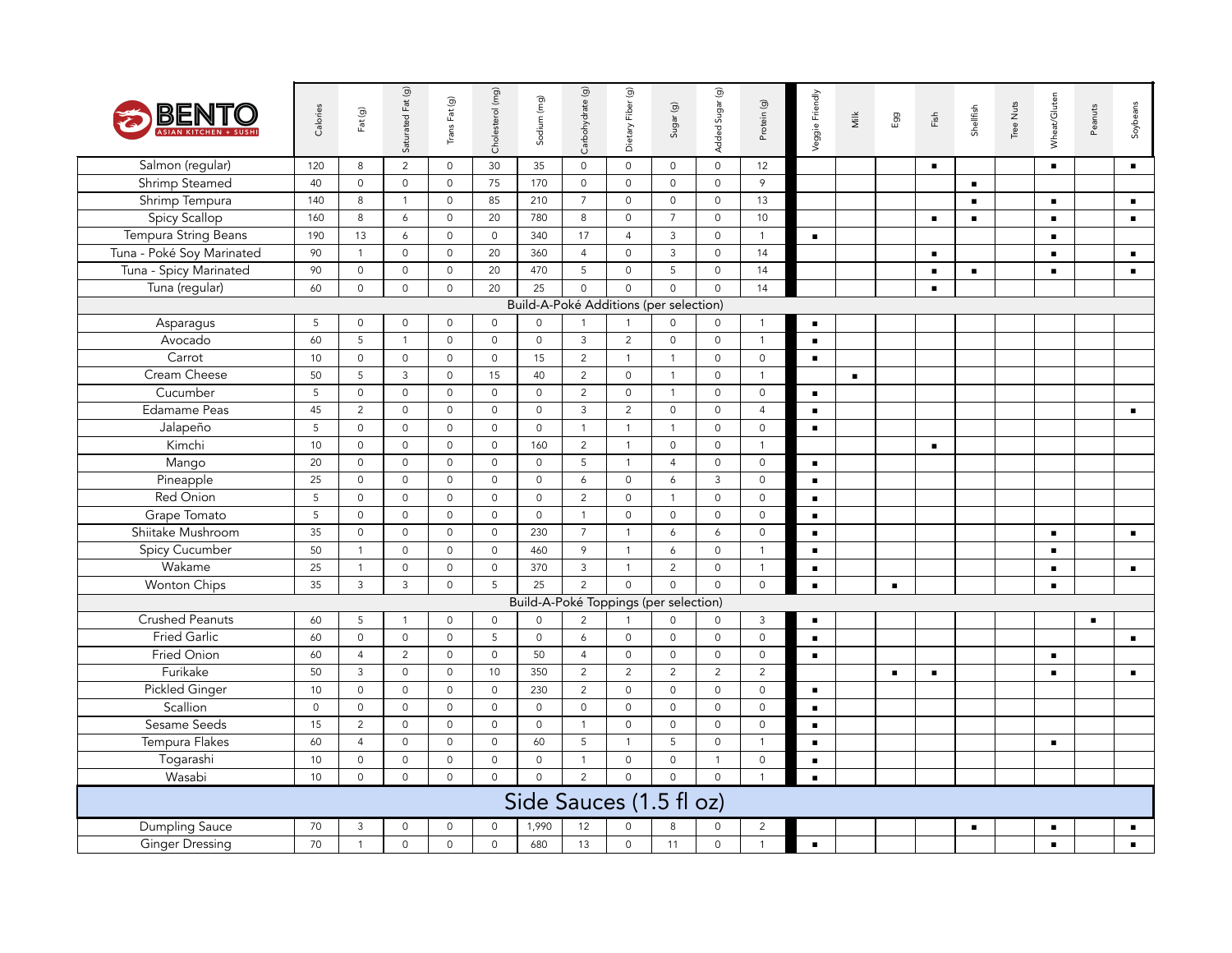| BENTO ASIAN KITCHEN + SUSHI | Calories | Fat (g) | Saturated Fat (g) | Trans Fat (g) | Cholesterol (mg) | Sodium (mg) | Carbohydrate (g) | Dietary Fiber (g) | Sugar (g) | Added Sugar (g) | Protein (g) | Veggie Friendly | Milk | Egg | Fish | Shellfish | Tree Nuts | Wheat/Gluten | Peanuts | Soybeans |
|---|---|---|---|---|---|---|---|---|---|---|---|---|---|---|---|---|---|---|---|---|
| Salmon (regular) | 120 | 8 | 2 | 0 | 30 | 35 | 0 | 0 | 0 | 0 | 12 | | | | ■ | | | ■ | | ■ |
| Shrimp Steamed | 40 | 0 | 0 | 0 | 75 | 170 | 0 | 0 | 0 | 0 | 9 | | | | | ■ | | | | |
| Shrimp Tempura | 140 | 8 | 1 | 0 | 85 | 210 | 7 | 0 | 0 | 0 | 13 | | | | | ■ | | ■ | | ■ |
| Spicy Scallop | 160 | 8 | 6 | 0 | 20 | 780 | 8 | 0 | 7 | 0 | 10 | | | | ■ | ■ | | ■ | | ■ |
| Tempura String Beans | 190 | 13 | 6 | 0 | 0 | 340 | 17 | 4 | 3 | 0 | 1 | ■ | | | | | | ■ | | |
| Tuna - Poké Soy Marinated | 90 | 1 | 0 | 0 | 20 | 360 | 4 | 0 | 3 | 0 | 14 | | | | ■ | | | ■ | | ■ |
| Tuna - Spicy Marinated | 90 | 0 | 0 | 0 | 20 | 470 | 5 | 0 | 5 | 0 | 14 | | | | ■ | ■ | | ■ | | ■ |
| Tuna (regular) | 60 | 0 | 0 | 0 | 20 | 25 | 0 | 0 | 0 | 0 | 14 | | | | ■ | | | | | |
| **Build-A-Poké Additions (per selection)** | | | | | | | | | | | | | | | | | | | | |
| Asparagus | 5 | 0 | 0 | 0 | 0 | 0 | 1 | 1 | 0 | 0 | 1 | ■ | | | | | | | | |
| Avocado | 60 | 5 | 1 | 0 | 0 | 0 | 3 | 2 | 0 | 0 | 1 | ■ | | | | | | | | |
| Carrot | 10 | 0 | 0 | 0 | 0 | 15 | 2 | 1 | 1 | 0 | 0 | ■ | | | | | | | | |
| Cream Cheese | 50 | 5 | 3 | 0 | 15 | 40 | 2 | 0 | 1 | 0 | 1 | | ■ | | | | | | | |
| Cucumber | 5 | 0 | 0 | 0 | 0 | 0 | 2 | 0 | 1 | 0 | 0 | ■ | | | | | | | | |
| Edamame Peas | 45 | 2 | 0 | 0 | 0 | 0 | 3 | 2 | 0 | 0 | 4 | ■ | | | | | | | | ■ |
| Jalapeño | 5 | 0 | 0 | 0 | 0 | 0 | 1 | 1 | 1 | 0 | 0 | ■ | | | | | | | | |
| Kimchi | 10 | 0 | 0 | 0 | 0 | 160 | 2 | 1 | 0 | 0 | 1 | | | | ■ | | | | | |
| Mango | 20 | 0 | 0 | 0 | 0 | 0 | 5 | 1 | 4 | 0 | 0 | ■ | | | | | | | | |
| Pineapple | 25 | 0 | 0 | 0 | 0 | 0 | 6 | 0 | 6 | 3 | 0 | ■ | | | | | | | | |
| Red Onion | 5 | 0 | 0 | 0 | 0 | 0 | 2 | 0 | 1 | 0 | 0 | ■ | | | | | | | | |
| Grape Tomato | 5 | 0 | 0 | 0 | 0 | 0 | 1 | 0 | 0 | 0 | 0 | ■ | | | | | | | | |
| Shiitake Mushroom | 35 | 0 | 0 | 0 | 0 | 230 | 7 | 1 | 6 | 6 | 0 | ■ | | | | | | ■ | | ■ |
| Spicy Cucumber | 50 | 1 | 0 | 0 | 0 | 460 | 9 | 1 | 6 | 0 | 1 | ■ | | | | | | ■ | | |
| Wakame | 25 | 1 | 0 | 0 | 0 | 370 | 3 | 1 | 2 | 0 | 1 | ■ | | | | | | ■ | | ■ |
| Wonton Chips | 35 | 3 | 3 | 0 | 5 | 25 | 2 | 0 | 0 | 0 | 0 | ■ | | ■ | | | | ■ | | |
| **Build-A-Poké Toppings (per selection)** | | | | | | | | | | | | | | | | | | | | |
| Crushed Peanuts | 60 | 5 | 1 | 0 | 0 | 0 | 2 | 1 | 0 | 0 | 3 | ■ | | | | | | | ■ | |
| Fried Garlic | 60 | 0 | 0 | 0 | 5 | 0 | 6 | 0 | 0 | 0 | 0 | ■ | | | | | | | | ■ |
| Fried Onion | 60 | 4 | 2 | 0 | 0 | 50 | 4 | 0 | 0 | 0 | 0 | ■ | | | | | | ■ | | |
| Furikake | 50 | 3 | 0 | 0 | 10 | 350 | 2 | 2 | 2 | 2 | 2 | | | ■ | ■ | | | ■ | | ■ |
| Pickled Ginger | 10 | 0 | 0 | 0 | 0 | 230 | 2 | 0 | 0 | 0 | 0 | ■ | | | | | | | | |
| Scallion | 0 | 0 | 0 | 0 | 0 | 0 | 0 | 0 | 0 | 0 | 0 | ■ | | | | | | | | |
| Sesame Seeds | 15 | 2 | 0 | 0 | 0 | 0 | 1 | 0 | 0 | 0 | 0 | ■ | | | | | | | | |
| Tempura Flakes | 60 | 4 | 0 | 0 | 0 | 60 | 5 | 1 | 5 | 0 | 1 | ■ | | | | | | ■ | | |
| Togarashi | 10 | 0 | 0 | 0 | 0 | 0 | 1 | 0 | 0 | 1 | 0 | ■ | | | | | | | | |
| Wasabi | 10 | 0 | 0 | 0 | 0 | 0 | 2 | 0 | 0 | 0 | 1 | ■ | | | | | | | | |
| **Side Sauces (1.5 fl oz)** | | | | | | | | | | | | | | | | | | | | |
| Dumpling Sauce | 70 | 3 | 0 | 0 | 0 | 1,990 | 12 | 0 | 8 | 0 | 2 | | | | | ■ | | ■ | | ■ |
| Ginger Dressing | 70 | 1 | 0 | 0 | 0 | 680 | 13 | 0 | 11 | 0 | 1 | ■ | | | | | | ■ | | ■ |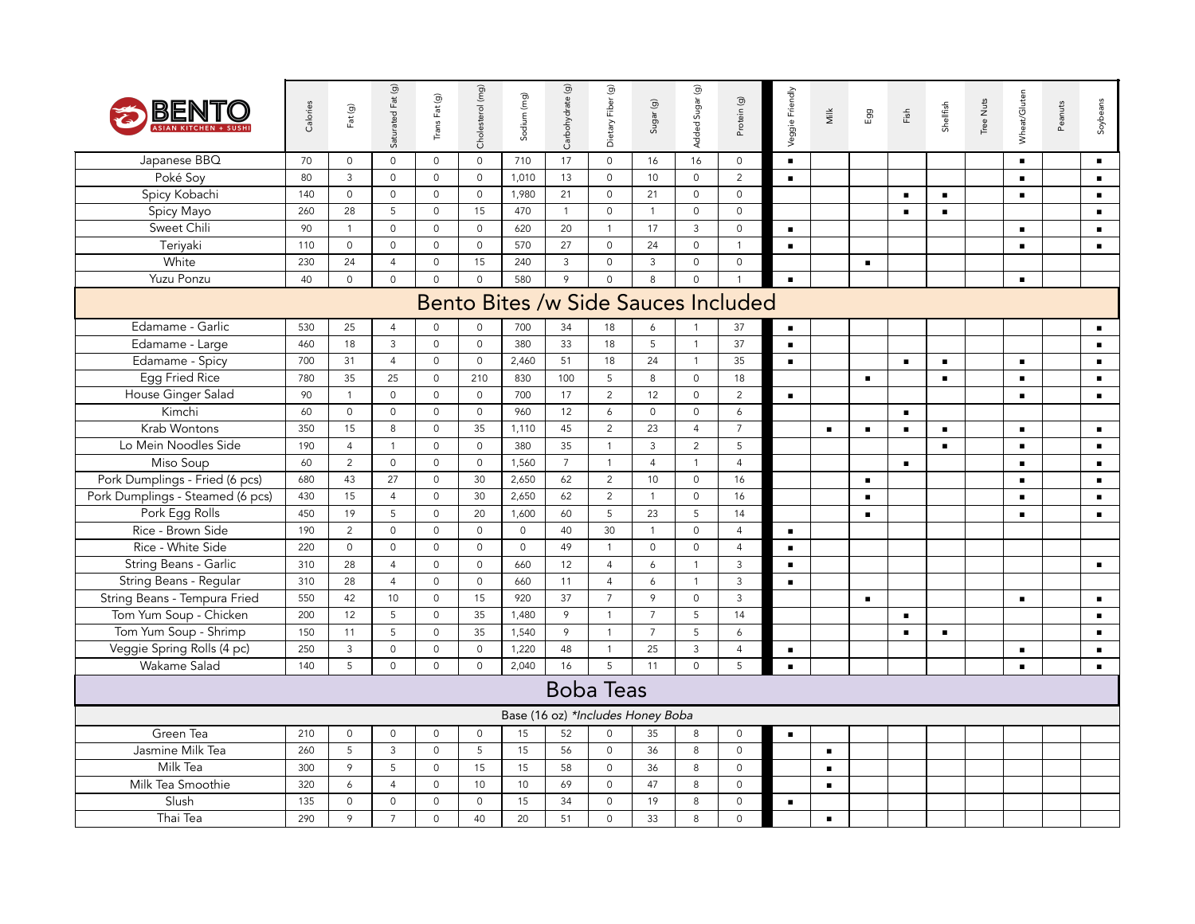| BENTO ASIAN KITCHEN + SUSHI | Calories | Fat (g) | Saturated Fat (g) | Trans Fat (g) | Cholesterol (mg) | Sodium (mg) | Carbohydrate (g) | Dietary Fiber (g) | Sugar (g) | Added Sugar (g) | Protein (g) | Veggie Friendly | Milk | Egg | Fish | Shellfish | Tree Nuts | Wheat/Gluten | Peanuts | Soybeans |
|---|---|---|---|---|---|---|---|---|---|---|---|---|---|---|---|---|---|---|---|---|
| Japanese BBQ | 70 | 0 | 0 | 0 | 0 | 710 | 17 | 0 | 16 | 16 | 0 | ■ | | | | | | ■ | | ■ |
| Poké Soy | 80 | 3 | 0 | 0 | 0 | 1,010 | 13 | 0 | 10 | 0 | 2 | ■ | | | | | | ■ | | ■ |
| Spicy Kobachi | 140 | 0 | 0 | 0 | 0 | 1,980 | 21 | 0 | 21 | 0 | 0 | | | | ■ | ■ | | ■ | | ■ |
| Spicy Mayo | 260 | 28 | 5 | 0 | 15 | 470 | 1 | 0 | 1 | 0 | 0 | | | | ■ | ■ | | | | ■ |
| Sweet Chili | 90 | 1 | 0 | 0 | 0 | 620 | 20 | 1 | 17 | 3 | 0 | ■ | | | | | | ■ | | ■ |
| Teriyaki | 110 | 0 | 0 | 0 | 0 | 570 | 27 | 0 | 24 | 0 | 1 | ■ | | | | | | ■ | | ■ |
| White | 230 | 24 | 4 | 0 | 15 | 240 | 3 | 0 | 3 | 0 | 0 | | | ■ | | | | | | |
| Yuzu Ponzu | 40 | 0 | 0 | 0 | 0 | 580 | 9 | 0 | 8 | 0 | 1 | ■ | | | | | | ■ | | |
| **Bento Bites /w Side Sauces Included** | | | | | | | | | | | | | | | | | | | | |
| Edamame - Garlic | 530 | 25 | 4 | 0 | 0 | 700 | 34 | 18 | 6 | 1 | 37 | ■ | | | | | | | | ■ |
| Edamame - Large | 460 | 18 | 3 | 0 | 0 | 380 | 33 | 18 | 5 | 1 | 37 | ■ | | | | | | | | ■ |
| Edamame - Spicy | 700 | 31 | 4 | 0 | 0 | 2,460 | 51 | 18 | 24 | 1 | 35 | ■ | | | ■ | ■ | | ■ | | ■ |
| Egg Fried Rice | 780 | 35 | 25 | 0 | 210 | 830 | 100 | 5 | 8 | 0 | 18 | | | ■ | | ■ | | ■ | | ■ |
| House Ginger Salad | 90 | 1 | 0 | 0 | 0 | 700 | 17 | 2 | 12 | 0 | 2 | ■ | | | | | | ■ | | ■ |
| Kimchi | 60 | 0 | 0 | 0 | 0 | 960 | 12 | 6 | 0 | 0 | 6 | | | | ■ | | | | | |
| Krab Wontons | 350 | 15 | 8 | 0 | 35 | 1,110 | 45 | 2 | 23 | 4 | 7 | | ■ | ■ | ■ | ■ | | ■ | | ■ |
| Lo Mein Noodles Side | 190 | 4 | 1 | 0 | 0 | 380 | 35 | 1 | 3 | 2 | 5 | | | | | ■ | | ■ | | ■ |
| Miso Soup | 60 | 2 | 0 | 0 | 0 | 1,560 | 7 | 1 | 4 | 1 | 4 | | | | ■ | | | ■ | | ■ |
| Pork Dumplings - Fried (6 pcs) | 680 | 43 | 27 | 0 | 30 | 2,650 | 62 | 2 | 10 | 0 | 16 | | | ■ | | | | ■ | | ■ |
| Pork Dumplings - Steamed (6 pcs) | 430 | 15 | 4 | 0 | 30 | 2,650 | 62 | 2 | 1 | 0 | 16 | | | ■ | | | | ■ | | ■ |
| Pork Egg Rolls | 450 | 19 | 5 | 0 | 20 | 1,600 | 60 | 5 | 23 | 5 | 14 | | | ■ | | | | ■ | | ■ |
| Rice - Brown Side | 190 | 2 | 0 | 0 | 0 | 0 | 40 | 30 | 1 | 0 | 4 | ■ | | | | | | | | |
| Rice - White Side | 220 | 0 | 0 | 0 | 0 | 0 | 49 | 1 | 0 | 0 | 4 | ■ | | | | | | | | |
| String Beans - Garlic | 310 | 28 | 4 | 0 | 0 | 660 | 12 | 4 | 6 | 1 | 3 | ■ | | | | | | | | ■ |
| String Beans - Regular | 310 | 28 | 4 | 0 | 0 | 660 | 11 | 4 | 6 | 1 | 3 | ■ | | | | | | | | |
| String Beans - Tempura Fried | 550 | 42 | 10 | 0 | 15 | 920 | 37 | 7 | 9 | 0 | 3 | | | ■ | | | | ■ | | ■ |
| Tom Yum Soup - Chicken | 200 | 12 | 5 | 0 | 35 | 1,480 | 9 | 1 | 7 | 5 | 14 | | | | ■ | | | | | ■ |
| Tom Yum Soup - Shrimp | 150 | 11 | 5 | 0 | 35 | 1,540 | 9 | 1 | 7 | 5 | 6 | | | | ■ | ■ | | | | ■ |
| Veggie Spring Rolls (4 pc) | 250 | 3 | 0 | 0 | 0 | 1,220 | 48 | 1 | 25 | 3 | 4 | ■ | | | | | | ■ | | ■ |
| Wakame Salad | 140 | 5 | 0 | 0 | 0 | 2,040 | 16 | 5 | 11 | 0 | 5 | ■ | | | | | | ■ | | ■ |
| **Boba Teas** | | | | | | | | | | | | | | | | | | | | |
| Base (16 oz) *Includes Honey Boba* | | | | | | | | | | | | | | | | | | | | |
| Green Tea | 210 | 0 | 0 | 0 | 0 | 15 | 52 | 0 | 35 | 8 | 0 | ■ | | | | | | | | |
| Jasmine Milk Tea | 260 | 5 | 3 | 0 | 5 | 15 | 56 | 0 | 36 | 8 | 0 | | ■ | | | | | | | |
| Milk Tea | 300 | 9 | 5 | 0 | 15 | 15 | 58 | 0 | 36 | 8 | 0 | | ■ | | | | | | | |
| Milk Tea Smoothie | 320 | 6 | 4 | 0 | 10 | 10 | 69 | 0 | 47 | 8 | 0 | | ■ | | | | | | | |
| Slush | 135 | 0 | 0 | 0 | 0 | 15 | 34 | 0 | 19 | 8 | 0 | ■ | | | | | | | | |
| Thai Tea | 290 | 9 | 7 | 0 | 40 | 20 | 51 | 0 | 33 | 8 | 0 | | ■ | | | | | | | |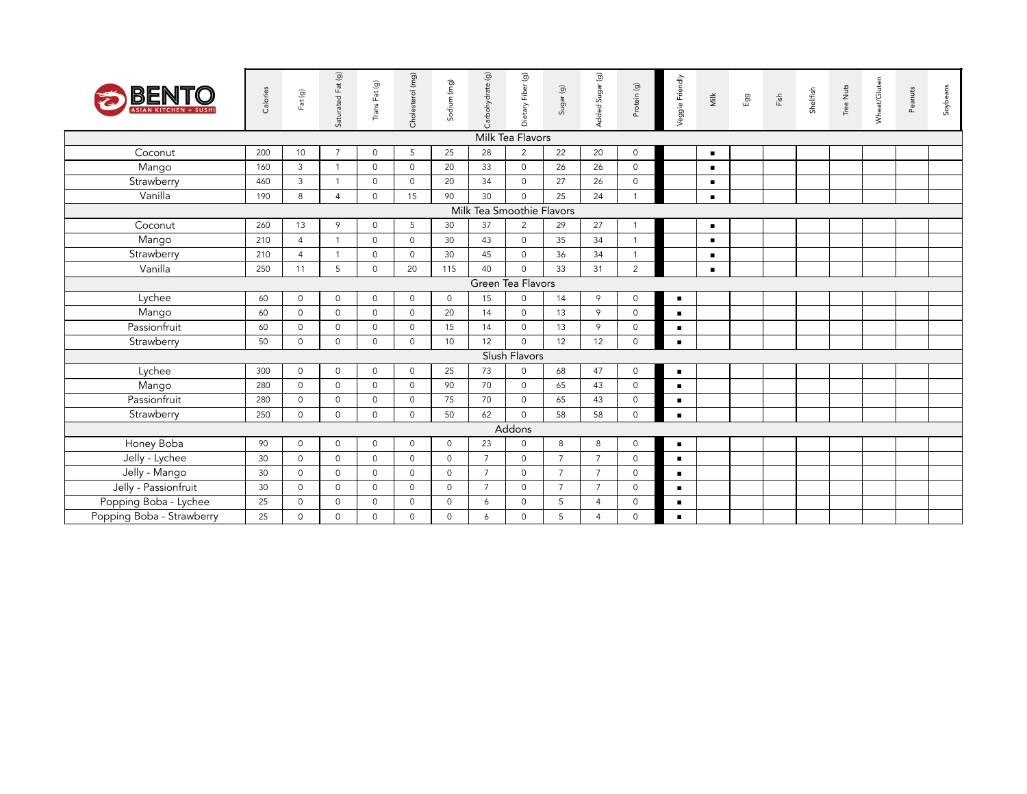| BENTO ASIAN KITCHEN + SUSHI | Calories | Fat (g) | Saturated Fat (g) | Trans Fat (g) | Cholesterol (mg) | Sodium (mg) | Carbohydrate (g) | Dietary Fiber (g) | Sugar (g) | Added Sugar (g) | Protein (g) | Veggie Friendly | Milk | Egg | Fish | Shellfish | Tree Nuts | Wheat/Gluten | Peanuts | Soybeans |
|---|---|---|---|---|---|---|---|---|---|---|---|---|---|---|---|---|---|---|---|---|
| **Milk Tea Flavors** | | | | | | | | | | | | | | | | | | | | |
| Coconut | 200 | 10 | 7 | 0 | 5 | 25 | 28 | 2 | 22 | 20 | 0 | | ■ | | | | | | | |
| Mango | 160 | 3 | 1 | 0 | 0 | 20 | 33 | 0 | 26 | 26 | 0 | | ■ | | | | | | | |
| Strawberry | 460 | 3 | 1 | 0 | 0 | 20 | 34 | 0 | 27 | 26 | 0 | | ■ | | | | | | | |
| Vanilla | 190 | 8 | 4 | 0 | 15 | 90 | 30 | 0 | 25 | 24 | 1 | | ■ | | | | | | | |
| **Milk Tea Smoothie Flavors** | | | | | | | | | | | | | | | | | | | | |
| Coconut | 260 | 13 | 9 | 0 | 5 | 30 | 37 | 2 | 29 | 27 | 1 | | ■ | | | | | | | |
| Mango | 210 | 4 | 1 | 0 | 0 | 30 | 43 | 0 | 35 | 34 | 1 | | ■ | | | | | | | |
| Strawberry | 210 | 4 | 1 | 0 | 0 | 30 | 45 | 0 | 36 | 34 | 1 | | ■ | | | | | | | |
| Vanilla | 250 | 11 | 5 | 0 | 20 | 115 | 40 | 0 | 33 | 31 | 2 | | ■ | | | | | | | |
| **Green Tea Flavors** | | | | | | | | | | | | | | | | | | | | |
| Lychee | 60 | 0 | 0 | 0 | 0 | 0 | 15 | 0 | 14 | 9 | 0 | ■ | | | | | | | | |
| Mango | 60 | 0 | 0 | 0 | 0 | 20 | 14 | 0 | 13 | 9 | 0 | ■ | | | | | | | | |
| Passionfruit | 60 | 0 | 0 | 0 | 0 | 15 | 14 | 0 | 13 | 9 | 0 | ■ | | | | | | | | |
| Strawberry | 50 | 0 | 0 | 0 | 0 | 10 | 12 | 0 | 12 | 12 | 0 | ■ | | | | | | | | |
| **Slush Flavors** | | | | | | | | | | | | | | | | | | | | |
| Lychee | 300 | 0 | 0 | 0 | 0 | 25 | 73 | 0 | 68 | 47 | 0 | ■ | | | | | | | | |
| Mango | 280 | 0 | 0 | 0 | 0 | 90 | 70 | 0 | 65 | 43 | 0 | ■ | | | | | | | | |
| Passionfruit | 280 | 0 | 0 | 0 | 0 | 75 | 70 | 0 | 65 | 43 | 0 | ■ | | | | | | | | |
| Strawberry | 250 | 0 | 0 | 0 | 0 | 50 | 62 | 0 | 58 | 58 | 0 | ■ | | | | | | | | |
| **Addons** | | | | | | | | | | | | | | | | | | | | |
| Honey Boba | 90 | 0 | 0 | 0 | 0 | 0 | 23 | 0 | 8 | 8 | 0 | ■ | | | | | | | | |
| Jelly - Lychee | 30 | 0 | 0 | 0 | 0 | 0 | 7 | 0 | 7 | 7 | 0 | ■ | | | | | | | | |
| Jelly - Mango | 30 | 0 | 0 | 0 | 0 | 0 | 7 | 0 | 7 | 7 | 0 | ■ | | | | | | | | |
| Jelly - Passionfruit | 30 | 0 | 0 | 0 | 0 | 0 | 7 | 0 | 7 | 7 | 0 | ■ | | | | | | | | |
| Popping Boba - Lychee | 25 | 0 | 0 | 0 | 0 | 0 | 6 | 0 | 5 | 4 | 0 | ■ | | | | | | | | |
| Popping Boba - Strawberry | 25 | 0 | 0 | 0 | 0 | 0 | 6 | 0 | 5 | 4 | 0 | ■ | | | | | | | | |